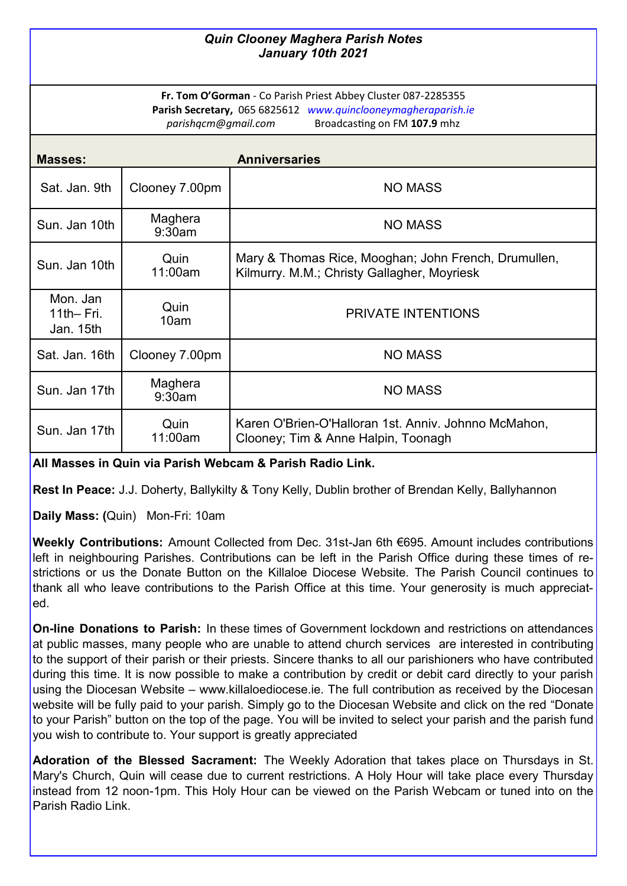***Quin Clooney Maghera Parish Notes***
***January 10th 2021***

**Fr. Tom O'Gorman** - Co Parish Priest Abbey Cluster 087-2285355
**Parish Secretary,** 065 6825612 *www.quinclooneymagheraparish.ie*
*parishqcm@gmail.com* Broadcasting on FM **107.9** mhz

| **Masses:** | | **Anniversaries** |
|---|---|---|
| Sat. Jan. 9th | Clooney 7.00pm | NO MASS |
| Sun. Jan 10th | Maghera 9:30am | NO MASS |
| Sun. Jan 10th | Quin 11:00am | Mary & Thomas Rice, Mooghan; John French, Drumullen, Kilmurry. M.M.; Christy Gallagher, Moyriesk |
| Mon. Jan 11th– Fri. Jan. 15th | Quin 10am | PRIVATE INTENTIONS |
| Sat. Jan. 16th | Clooney 7.00pm | NO MASS |
| Sun. Jan 17th | Maghera 9:30am | NO MASS |
| Sun. Jan 17th | Quin 11:00am | Karen O'Brien-O'Halloran 1st. Anniv. Johnno McMahon, Clooney; Tim & Anne Halpin, Toonagh |

**All Masses in Quin via Parish Webcam & Parish Radio Link.**

**Rest In Peace:** J.J. Doherty, Ballykilty & Tony Kelly, Dublin brother of Brendan Kelly, Ballyhannon

**Daily Mass: (**Quin) Mon-Fri: 10am

**Weekly Contributions:** Amount Collected from Dec. 31st-Jan 6th €695. Amount includes contributions left in neighbouring Parishes. Contributions can be left in the Parish Office during these times of restrictions or us the Donate Button on the Killaloe Diocese Website. The Parish Council continues to thank all who leave contributions to the Parish Office at this time. Your generosity is much appreciated.

**On-line Donations to Parish:** In these times of Government lockdown and restrictions on attendances at public masses, many people who are unable to attend church services are interested in contributing to the support of their parish or their priests. Sincere thanks to all our parishioners who have contributed during this time. It is now possible to make a contribution by credit or debit card directly to your parish using the Diocesan Website – www.killaloediocese.ie. The full contribution as received by the Diocesan website will be fully paid to your parish. Simply go to the Diocesan Website and click on the red "Donate to your Parish" button on the top of the page. You will be invited to select your parish and the parish fund you wish to contribute to. Your support is greatly appreciated

**Adoration of the Blessed Sacrament:** The Weekly Adoration that takes place on Thursdays in St. Mary's Church, Quin will cease due to current restrictions. A Holy Hour will take place every Thursday instead from 12 noon-1pm. This Holy Hour can be viewed on the Parish Webcam or tuned into on the Parish Radio Link.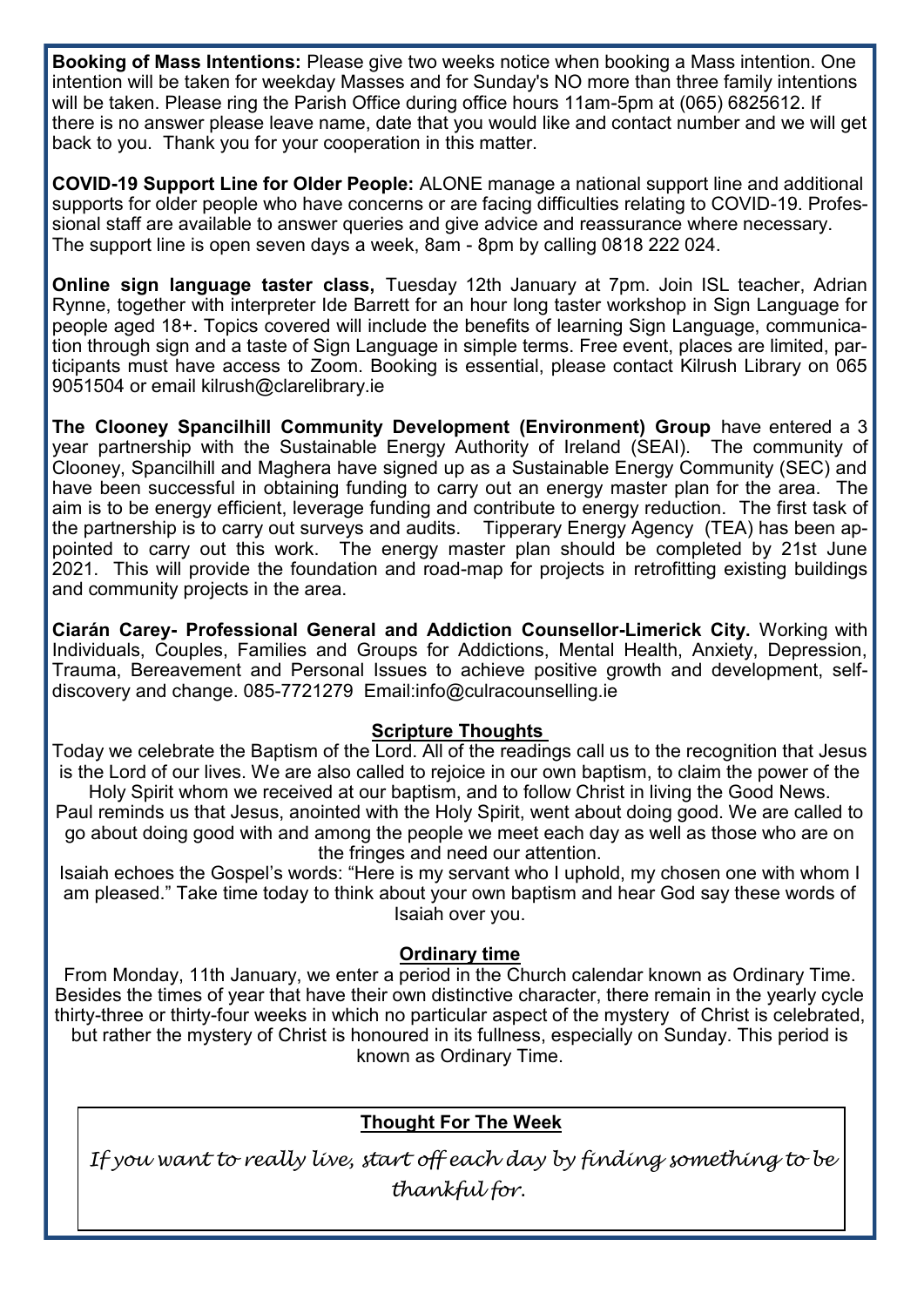**Booking of Mass Intentions:** Please give two weeks notice when booking a Mass intention. One intention will be taken for weekday Masses and for Sunday's NO more than three family intentions will be taken. Please ring the Parish Office during office hours 11am-5pm at (065) 6825612. If there is no answer please leave name, date that you would like and contact number and we will get back to you. Thank you for your cooperation in this matter.

**COVID-19 Support Line for Older People:** ALONE manage a national support line and additional supports for older people who have concerns or are facing difficulties relating to COVID-19. Professional staff are available to answer queries and give advice and reassurance where necessary. The support line is open seven days a week, 8am - 8pm by calling 0818 222 024.

**Online sign language taster class,** Tuesday 12th January at 7pm. Join ISL teacher, Adrian Rynne, together with interpreter Ide Barrett for an hour long taster workshop in Sign Language for people aged 18+. Topics covered will include the benefits of learning Sign Language, communication through sign and a taste of Sign Language in simple terms. Free event, places are limited, participants must have access to Zoom. Booking is essential, please contact Kilrush Library on 065 9051504 or email kilrush@clarelibrary.ie

**The Clooney Spancilhill Community Development (Environment) Group** have entered a 3 year partnership with the Sustainable Energy Authority of Ireland (SEAI). The community of Clooney, Spancilhill and Maghera have signed up as a Sustainable Energy Community (SEC) and have been successful in obtaining funding to carry out an energy master plan for the area. The aim is to be energy efficient, leverage funding and contribute to energy reduction. The first task of the partnership is to carry out surveys and audits. Tipperary Energy Agency (TEA) has been appointed to carry out this work. The energy master plan should be completed by 21st June 2021. This will provide the foundation and road-map for projects in retrofitting existing buildings and community projects in the area.

**Ciarán Carey- Professional General and Addiction Counsellor-Limerick City.** Working with Individuals, Couples, Families and Groups for Addictions, Mental Health, Anxiety, Depression, Trauma, Bereavement and Personal Issues to achieve positive growth and development, self-discovery and change. 085-7721279 Email:info@culracounselling.ie

## Scripture Thoughts

Today we celebrate the Baptism of the Lord. All of the readings call us to the recognition that Jesus is the Lord of our lives. We are also called to rejoice in our own baptism, to claim the power of the Holy Spirit whom we received at our baptism, and to follow Christ in living the Good News.

Paul reminds us that Jesus, anointed with the Holy Spirit, went about doing good. We are called to go about doing good with and among the people we meet each day as well as those who are on the fringes and need our attention.

Isaiah echoes the Gospel's words: "Here is my servant who I uphold, my chosen one with whom I am pleased." Take time today to think about your own baptism and hear God say these words of Isaiah over you.

## Ordinary time

From Monday, 11th January, we enter a period in the Church calendar known as Ordinary Time. Besides the times of year that have their own distinctive character, there remain in the yearly cycle thirty-three or thirty-four weeks in which no particular aspect of the mystery of Christ is celebrated, but rather the mystery of Christ is honoured in its fullness, especially on Sunday. This period is known as Ordinary Time.

## Thought For The Week

*If you want to really live, start off each day by finding something to be thankful for.*